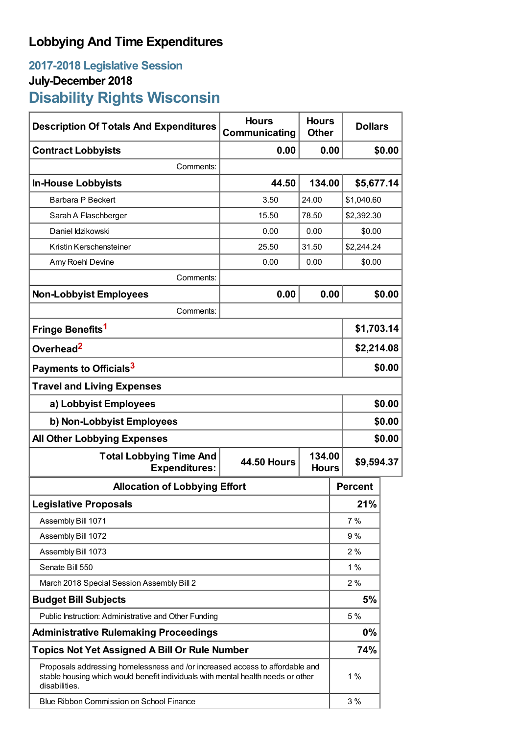# Lobbying And Time Expenditures

## 2017-2018 Legislative Session

### July-December 2018

## Disability Rights Wisconsin

| Description Of Totals And Expenditures | Hours Communicating | Hours Other | Dollars |
|---|---|---|---|
| **Contract Lobbyists** | **0.00** | **0.00** | **$0.00** |
| Comments: | | | |
| **In-House Lobbyists** | **44.50** | **134.00** | **$5,677.14** |
| Barbara P Beckert | 3.50 | 24.00 | $1,040.60 |
| Sarah A Flaschberger | 15.50 | 78.50 | $2,392.30 |
| Daniel Idzikowski | 0.00 | 0.00 | $0.00 |
| Kristin Kerschensteiner | 25.50 | 31.50 | $2,244.24 |
| Amy Roehl Devine | 0.00 | 0.00 | $0.00 |
| Comments: | | | |
| **Non-Lobbyist Employees** | **0.00** | **0.00** | **$0.00** |
| Comments: | | | |
| **Fringe Benefits**[1] | | | **$1,703.14** |
| **Overhead**[2] | | | **$2,214.08** |
| **Payments to Officials**[3] | | | **$0.00** |
| **Travel and Living Expenses** | | | |
| **a) Lobbyist Employees** | | | **$0.00** |
| **b) Non-Lobbyist Employees** | | | **$0.00** |
| **All Other Lobbying Expenses** | | | **$0.00** |
| **Total Lobbying Time And Expenditures:** | **44.50 Hours** | **134.00 Hours** | **$9,594.37** |

| Allocation of Lobbying Effort | Percent |
|---|---|
| **Legislative Proposals** | **21%** |
| Assembly Bill 1071 | 7 % |
| Assembly Bill 1072 | 9 % |
| Assembly Bill 1073 | 2 % |
| Senate Bill 550 | 1 % |
| March 2018 Special Session Assembly Bill 2 | 2 % |
| **Budget Bill Subjects** | **5%** |
| Public Instruction: Administrative and Other Funding | 5 % |
| **Administrative Rulemaking Proceedings** | **0%** |
| **Topics Not Yet Assigned A Bill Or Rule Number** | **74%** |
| Proposals addressing homelessness and /or increased access to affordable and stable housing which would benefit individuals with mental health needs or other disabilities. | 1 % |
| Blue Ribbon Commission on School Finance | 3 % |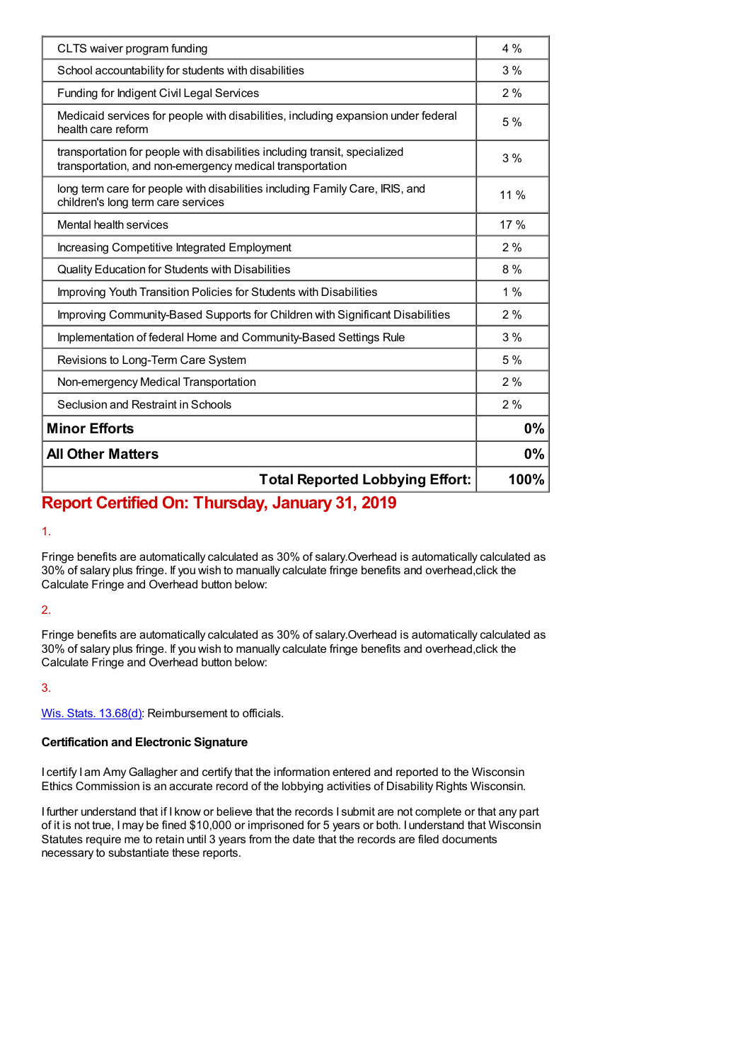| | |
|---|---|
| CLTS waiver program funding | 4 % |
| School accountability for students with disabilities | 3 % |
| Funding for Indigent Civil Legal Services | 2 % |
| Medicaid services for people with disabilities, including expansion under federal health care reform | 5 % |
| transportation for people with disabilities including transit, specialized transportation, and non-emergency medical transportation | 3 % |
| long term care for people with disabilities including Family Care, IRIS, and children's long term care services | 11 % |
| Mental health services | 17 % |
| Increasing Competitive Integrated Employment | 2 % |
| Quality Education for Students with Disabilities | 8 % |
| Improving Youth Transition Policies for Students with Disabilities | 1 % |
| Improving Community-Based Supports for Children with Significant Disabilities | 2 % |
| Implementation of federal Home and Community-Based Settings Rule | 3 % |
| Revisions to Long-Term Care System | 5 % |
| Non-emergency Medical Transportation | 2 % |
| Seclusion and Restraint in Schools | 2 % |
| **Minor Efforts** | **0%** |
| **All Other Matters** | **0%** |
| **Total Reported Lobbying Effort:** | **100%** |

## Report Certified On: Thursday, January 31, 2019

1.

Fringe benefits are automatically calculated as 30% of salary.Overhead is automatically calculated as 30% of salary plus fringe. If you wish to manually calculate fringe benefits and overhead,click the Calculate Fringe and Overhead button below:

2.

Fringe benefits are automatically calculated as 30% of salary.Overhead is automatically calculated as 30% of salary plus fringe. If you wish to manually calculate fringe benefits and overhead,click the Calculate Fringe and Overhead button below:

3.

Wis. Stats. 13.68(d): Reimbursement to officials.

**Certification and Electronic Signature**

I certify I am Amy Gallagher and certify that the information entered and reported to the Wisconsin Ethics Commission is an accurate record of the lobbying activities of Disability Rights Wisconsin.

I further understand that if I know or believe that the records I submit are not complete or that any part of it is not true, I may be fined $10,000 or imprisoned for 5 years or both. I understand that Wisconsin Statutes require me to retain until 3 years from the date that the records are filed documents necessary to substantiate these reports.